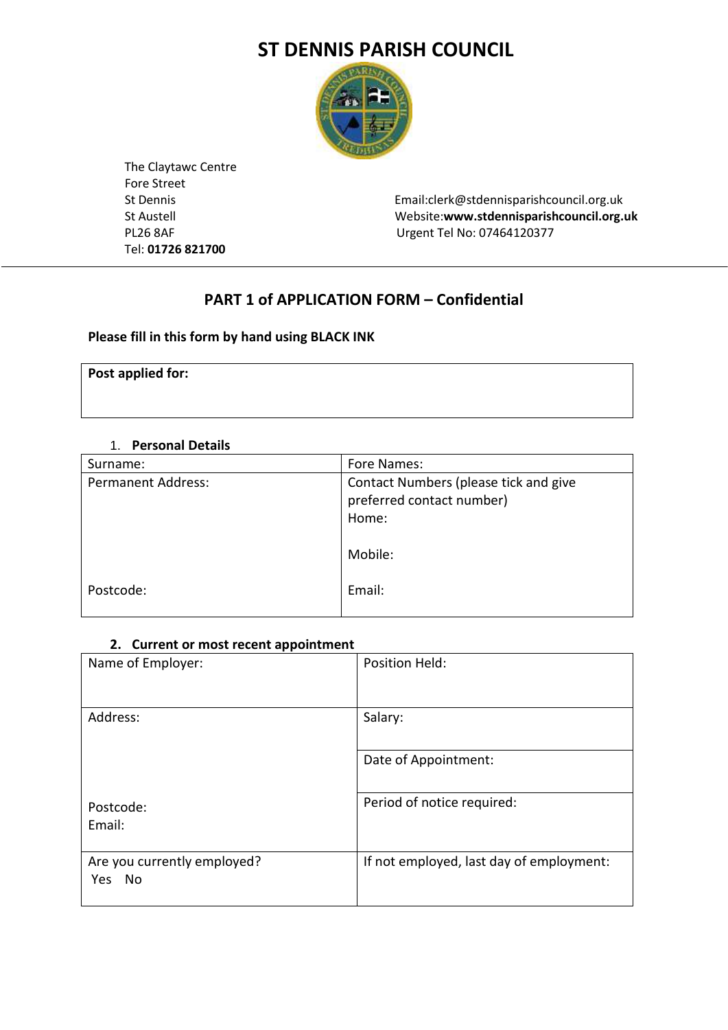# ST DENNIS PARISH COUNCIL

The Claytawc Centre
Fore Street
St Dennis
St Austell
PL26 8AF
Tel: **01726 821700**

Email:clerk@stdennisparishcouncil.org.uk
Website:**www.stdennisparishcouncil.org.uk**
Urgent Tel No: 07464120377

---

## PART 1 of APPLICATION FORM – Confidential

**Please fill in this form by hand using BLACK INK**

| **Post applied for:** |
|---|
| |

### 1. Personal Details

| Surname: | Fore Names: |
|---|---|
| Permanent Address:<br><br><br><br>Postcode: | Contact Numbers (please tick and give preferred contact number)<br>Home:<br><br>Mobile:<br><br>Email: |

### 2. Current or most recent appointment

| Name of Employer: | Position Held: |
|---|---|
| Address:<br><br><br><br>Postcode:<br>Email: | Salary:<br><br>Date of Appointment:<br><br>Period of notice required: |
| Are you currently employed?<br>Yes No | If not employed, last day of employment: |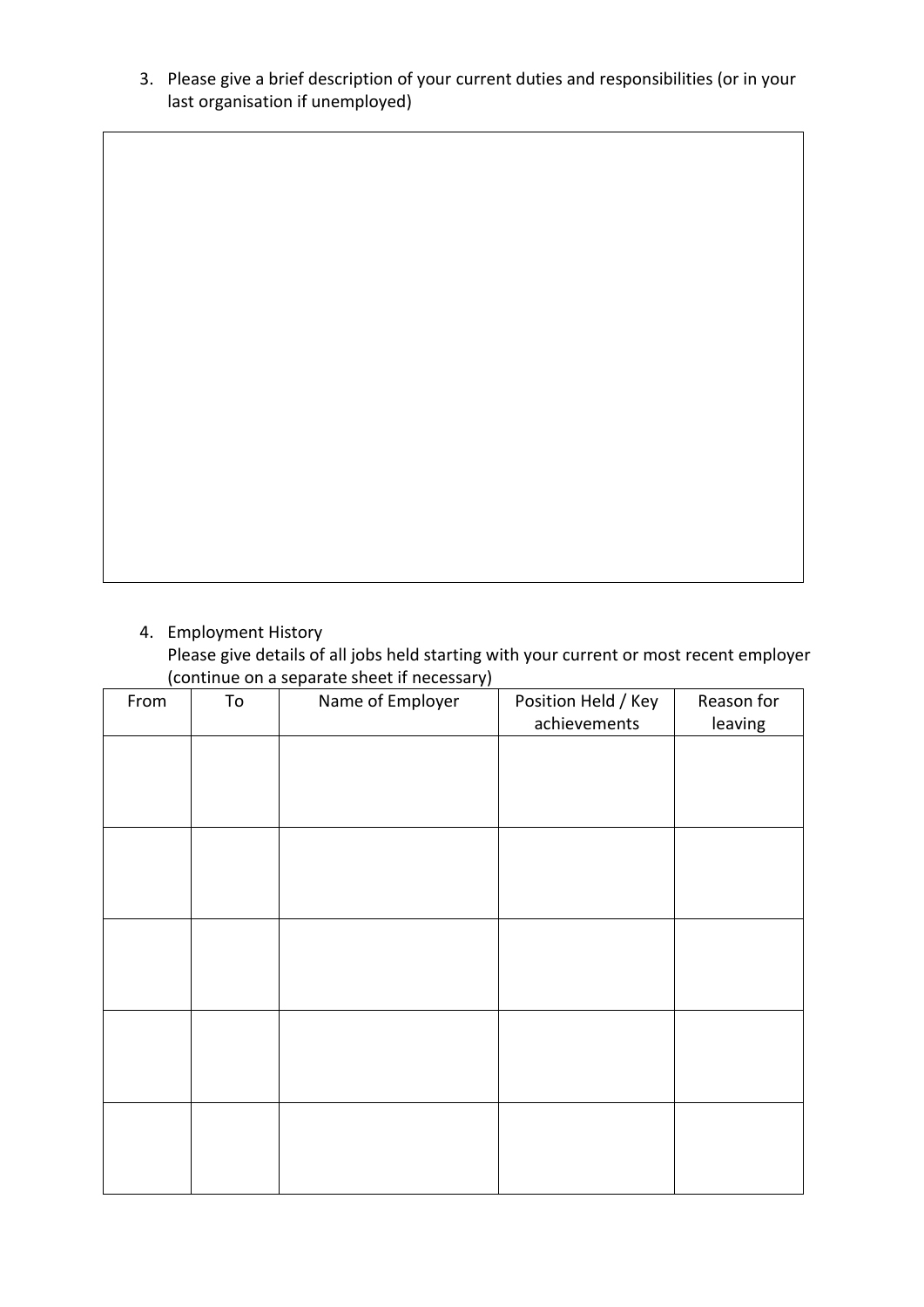3. Please give a brief description of your current duties and responsibilities (or in your last organisation if unemployed)

4. Employment History
   Please give details of all jobs held starting with your current or most recent employer (continue on a separate sheet if necessary)

| From | To | Name of Employer | Position Held / Key achievements | Reason for leaving |
| --- | --- | --- | --- | --- |
| | | | | |
| | | | | |
| | | | | |
| | | | | |
| | | | | |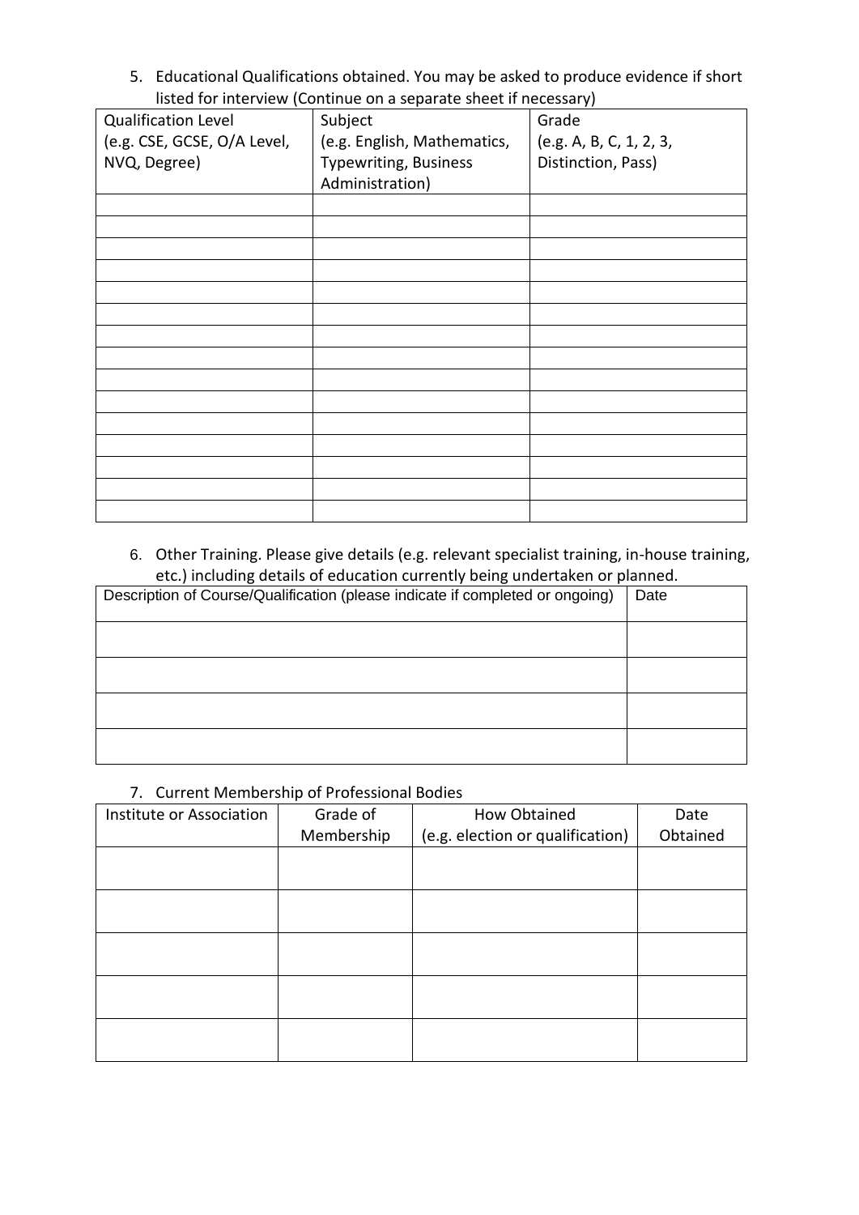5. Educational Qualifications obtained. You may be asked to produce evidence if short listed for interview (Continue on a separate sheet if necessary)

| Qualification Level (e.g. CSE, GCSE, O/A Level, NVQ, Degree) | Subject (e.g. English, Mathematics, Typewriting, Business Administration) | Grade (e.g. A, B, C, 1, 2, 3, Distinction, Pass) |
|---|---|---|
| | | |
| | | |
| | | |
| | | |
| | | |
| | | |
| | | |
| | | |
| | | |
| | | |
| | | |
| | | |
| | | |
| | | |
| | | |

6. Other Training. Please give details (e.g. relevant specialist training, in-house training, etc.) including details of education currently being undertaken or planned.

| Description of Course/Qualification (please indicate if completed or ongoing) | Date |
|---|---|
| | |
| | |
| | |
| | |

7. Current Membership of Professional Bodies

| Institute or Association | Grade of Membership | How Obtained (e.g. election or qualification) | Date Obtained |
|---|---|---|---|
| | | | |
| | | | |
| | | | |
| | | | |
| | | | |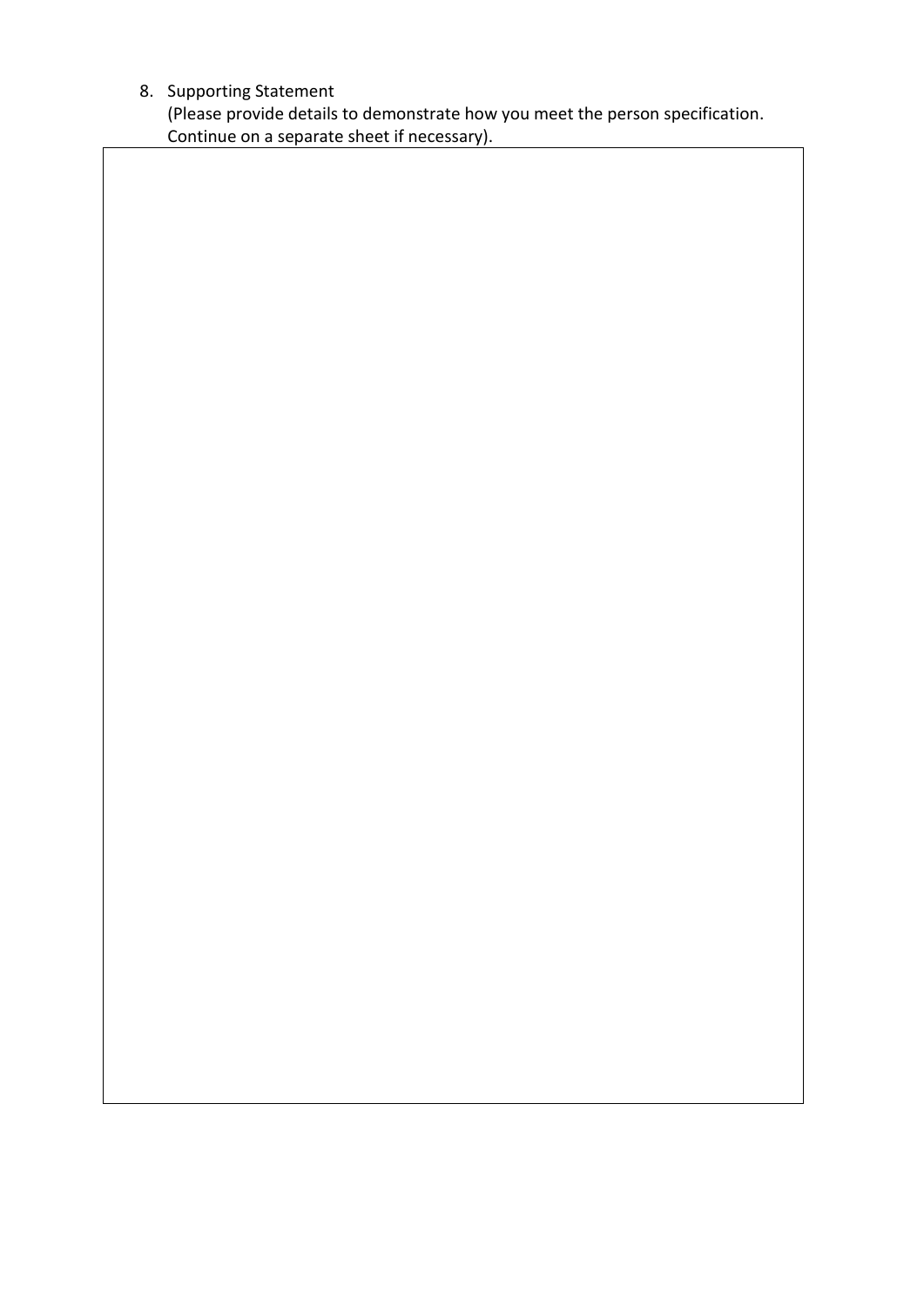8. Supporting Statement
   (Please provide details to demonstrate how you meet the person specification. Continue on a separate sheet if necessary).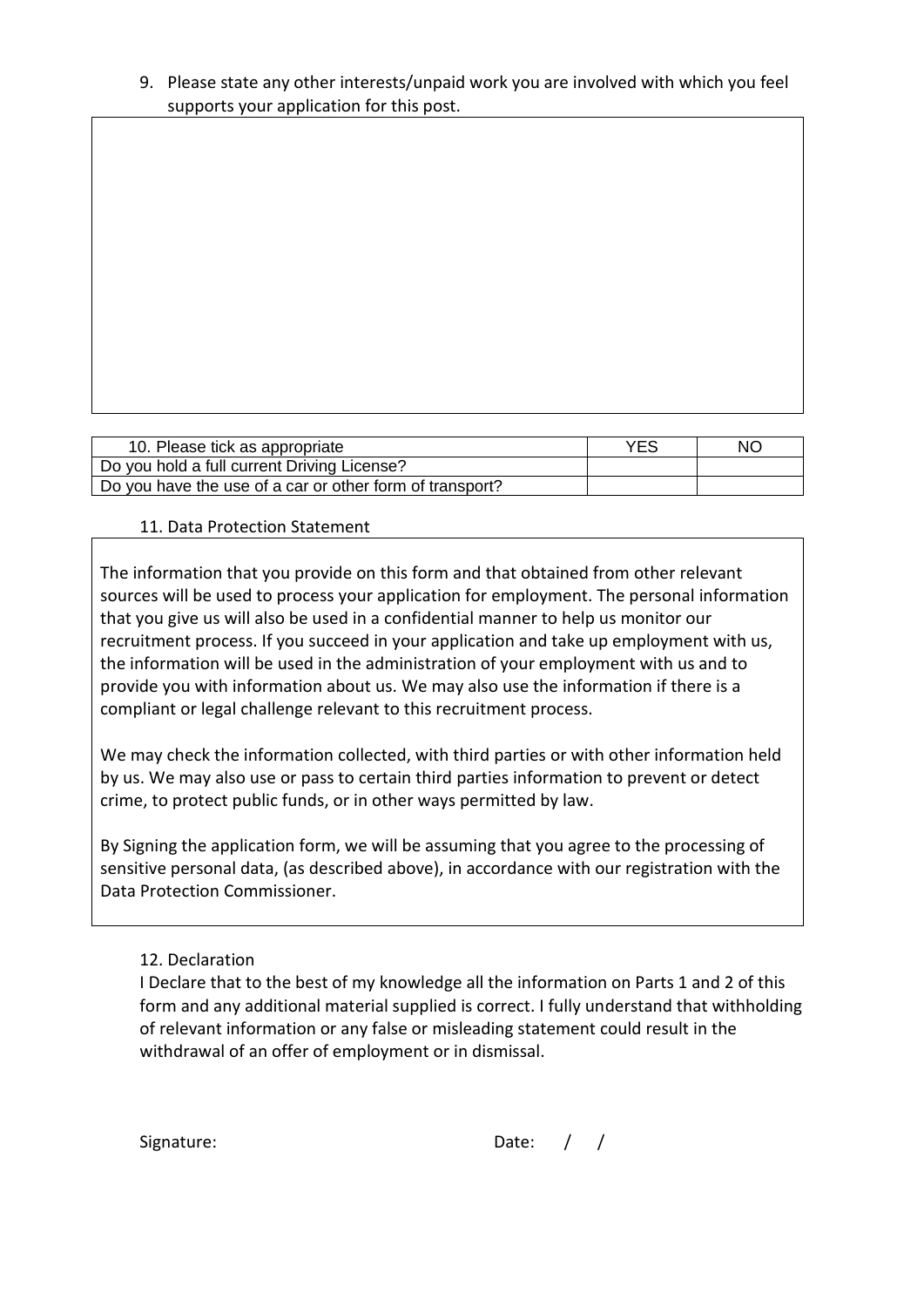9. Please state any other interests/unpaid work you are involved with which you feel supports your application for this post.

| 10. Please tick as appropriate | YES | NO |
|---|---|---|
| Do you hold a full current Driving License? | | |
| Do you have the use of a car or other form of transport? | | |

11. Data Protection Statement

The information that you provide on this form and that obtained from other relevant sources will be used to process your application for employment. The personal information that you give us will also be used in a confidential manner to help us monitor our recruitment process. If you succeed in your application and take up employment with us, the information will be used in the administration of your employment with us and to provide you with information about us. We may also use the information if there is a compliant or legal challenge relevant to this recruitment process.

We may check the information collected, with third parties or with other information held by us. We may also use or pass to certain third parties information to prevent or detect crime, to protect public funds, or in other ways permitted by law.

By Signing the application form, we will be assuming that you agree to the processing of sensitive personal data, (as described above), in accordance with our registration with the Data Protection Commissioner.

12. Declaration

I Declare that to the best of my knowledge all the information on Parts 1 and 2 of this form and any additional material supplied is correct. I fully understand that withholding of relevant information or any false or misleading statement could result in the withdrawal of an offer of employment or in dismissal.

Signature: Date: / /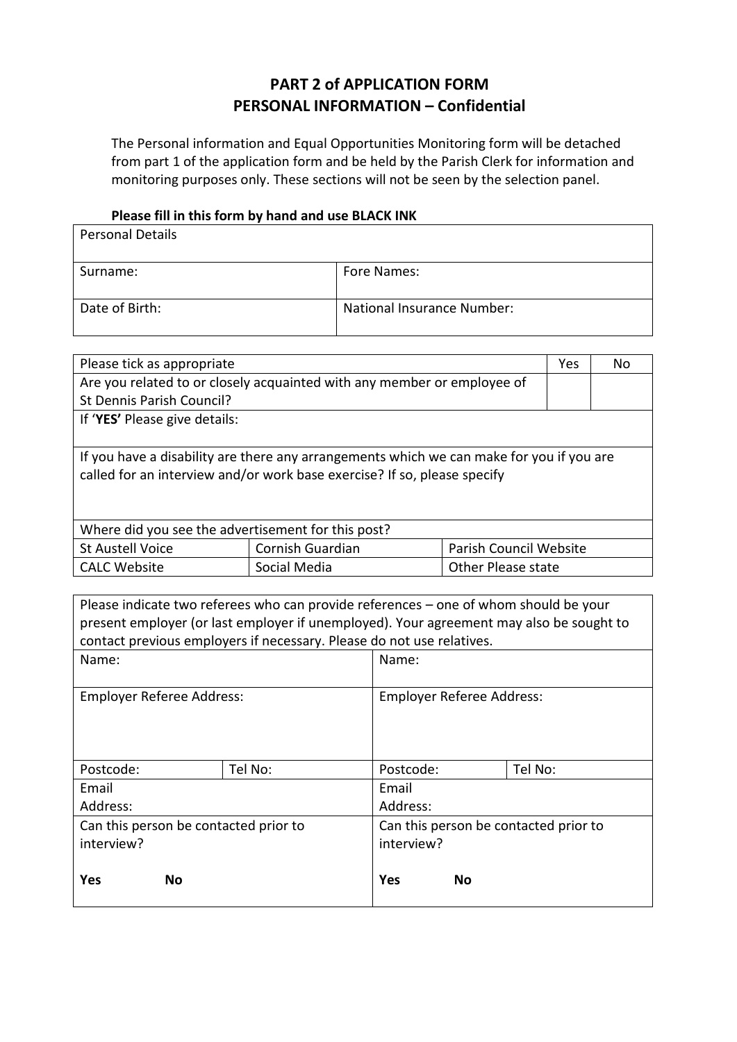# PART 2 of APPLICATION FORM
## PERSONAL INFORMATION – Confidential

The Personal information and Equal Opportunities Monitoring form will be detached from part 1 of the application form and be held by the Parish Clerk for information and monitoring purposes only. These sections will not be seen by the selection panel.

**Please fill in this form by hand and use BLACK INK**

| Personal Details | |
|---|---|
| Surname: | Fore Names: |
| Date of Birth: | National Insurance Number: |

| Please tick as appropriate | | | Yes | No |
|---|---|---|---|---|
| Are you related to or closely acquainted with any member or employee of St Dennis Parish Council? | | | | |
| If '**YES'** Please give details: | | | | |
| If you have a disability are there any arrangements which we can make for you if you are called for an interview and/or work base exercise? If so, please specify | | | | |
| Where did you see the advertisement for this post? | | | | |
| St Austell Voice | Cornish Guardian | Parish Council Website | | |
| CALC Website | Social Media | Other Please state | | |

| Please indicate two referees who can provide references – one of whom should be your present employer (or last employer if unemployed). Your agreement may also be sought to contact previous employers if necessary. Please do not use relatives. | | | |
|---|---|---|---|
| Name: | | Name: | |
| Employer Referee Address: | | Employer Referee Address: | |
| Postcode: | Tel No: | Postcode: | Tel No: |
| Email Address: | | Email Address: | |
| Can this person be contacted prior to interview?<br><br>**Yes** **No** | | Can this person be contacted prior to interview?<br><br>**Yes** **No** | |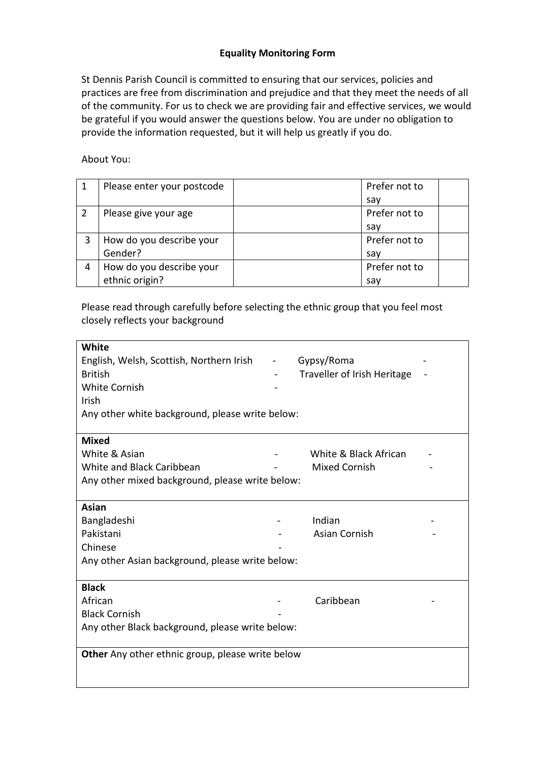# Equality Monitoring Form

St Dennis Parish Council is committed to ensuring that our services, policies and practices are free from discrimination and prejudice and that they meet the needs of all of the community. For us to check we are providing fair and effective services, we would be grateful if you would answer the questions below. You are under no obligation to provide the information requested, but it will help us greatly if you do.

About You:

| | | | | |
|---|---|---|---|---|
| 1 | Please enter your postcode | | Prefer not to say | |
| 2 | Please give your age | | Prefer not to say | |
| 3 | How do you describe your Gender? | | Prefer not to say | |
| 4 | How do you describe your ethnic origin? | | Prefer not to say | |

Please read through carefully before selecting the ethnic group that you feel most closely reflects your background

**White**

| | | | |
|---|---|---|---|
| English, Welsh, Scottish, Northern Irish | - | Gypsy/Roma | - |
| British | - | Traveller of Irish Heritage | - |
| White Cornish | - | | |
| Irish | | | |

Any other white background, please write below:

**Mixed**

| | | | |
|---|---|---|---|
| White & Asian | - | White & Black African | - |
| White and Black Caribbean | - | Mixed Cornish | - |

Any other mixed background, please write below:

**Asian**

| | | | |
|---|---|---|---|
| Bangladeshi | - | Indian | - |
| Pakistani | - | Asian Cornish | - |
| Chinese | - | | |

Any other Asian background, please write below:

**Black**

| | | | |
|---|---|---|---|
| African | - | Caribbean | - |
| Black Cornish | - | | |

Any other Black background, please write below:

**Other** Any other ethnic group, please write below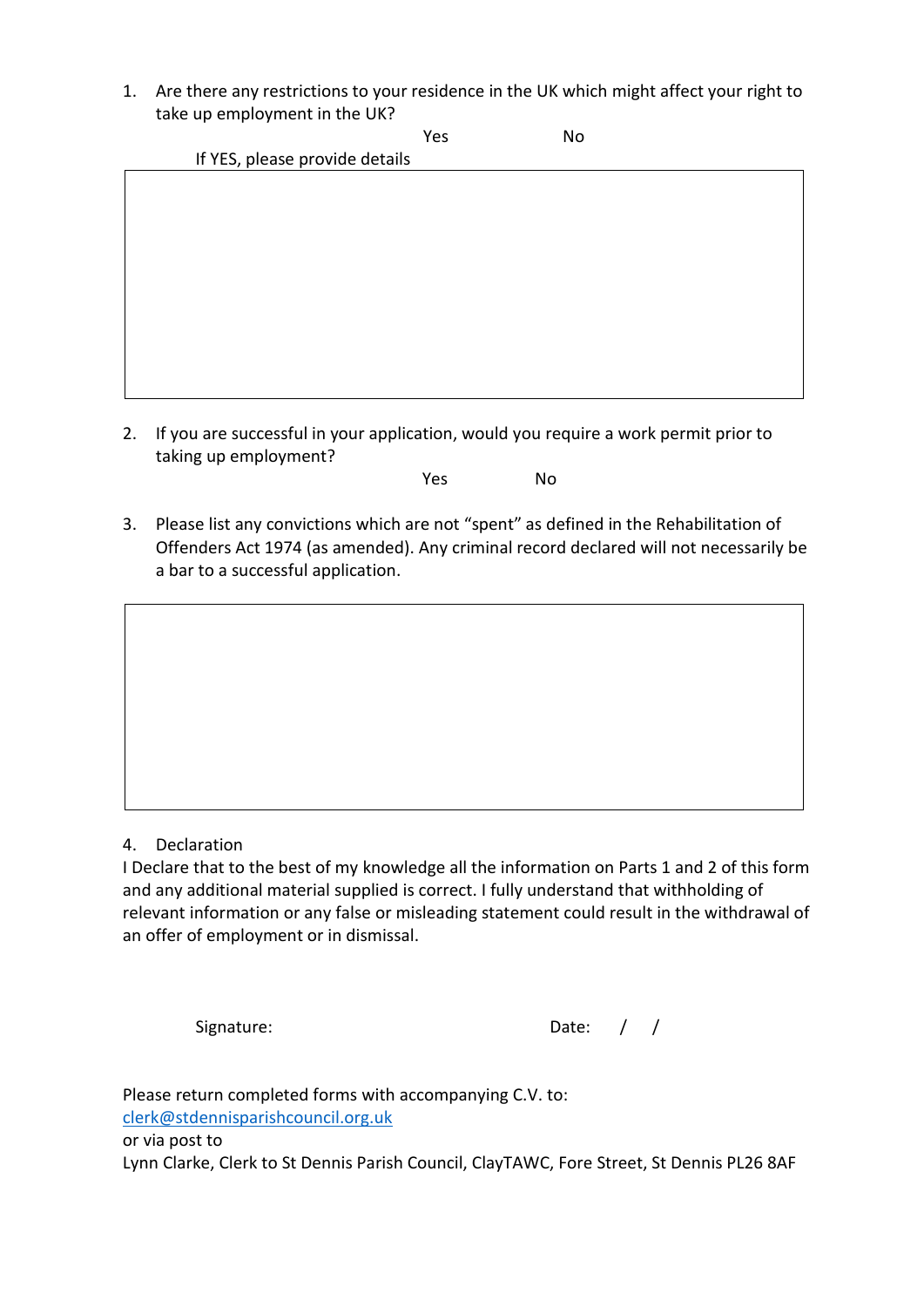1. Are there any restrictions to your residence in the UK which might affect your right to take up employment in the UK?

   Yes No

   If YES, please provide details

2. If you are successful in your application, would you require a work permit prior to taking up employment?

   Yes No

3. Please list any convictions which are not "spent" as defined in the Rehabilitation of Offenders Act 1974 (as amended). Any criminal record declared will not necessarily be a bar to a successful application.

4. Declaration

I Declare that to the best of my knowledge all the information on Parts 1 and 2 of this form and any additional material supplied is correct. I fully understand that withholding of relevant information or any false or misleading statement could result in the withdrawal of an offer of employment or in dismissal.

Signature: Date: / /

Please return completed forms with accompanying C.V. to:
clerk@stdennisparishcouncil.org.uk
or via post to
Lynn Clarke, Clerk to St Dennis Parish Council, ClayTAWC, Fore Street, St Dennis PL26 8AF